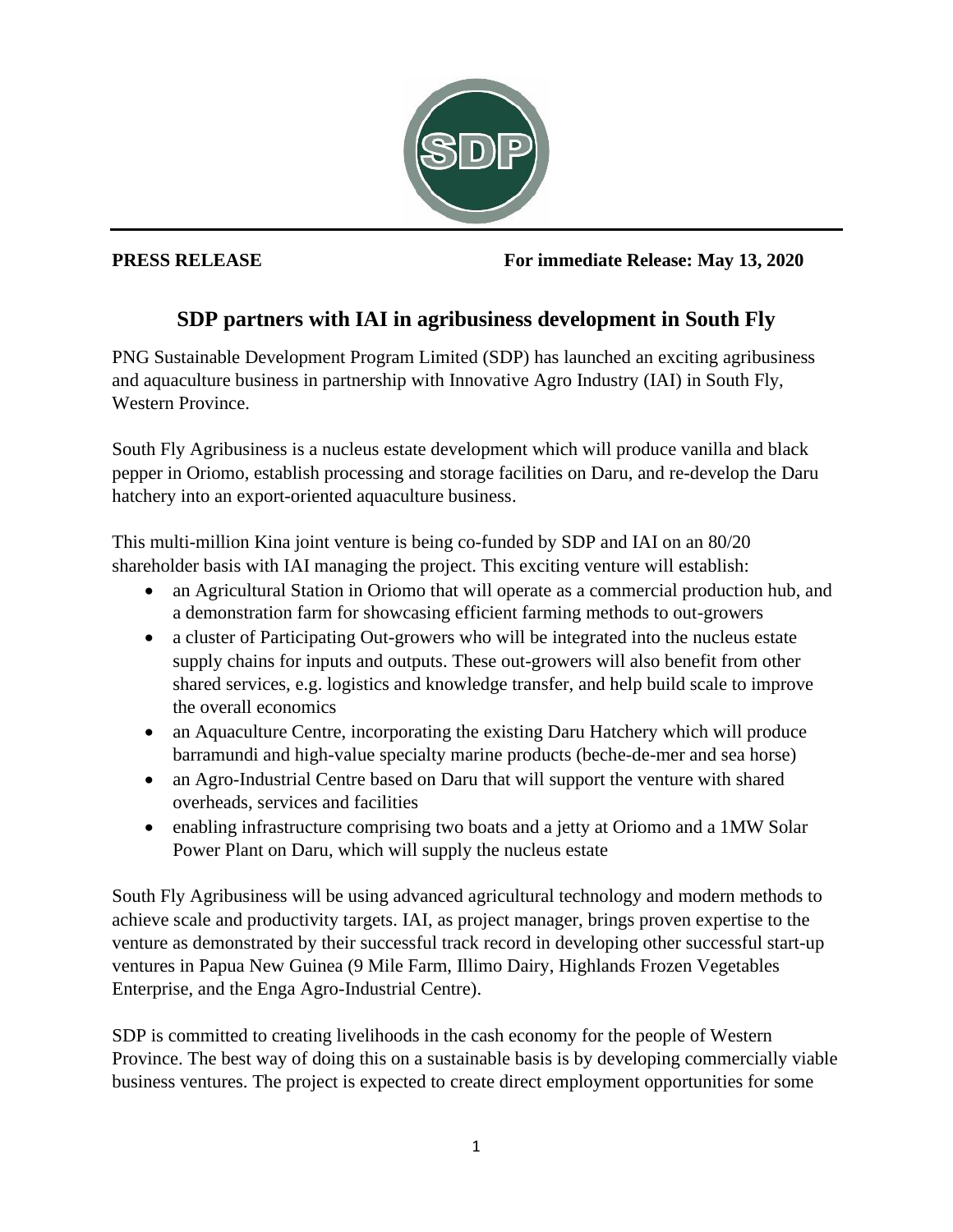**PRESS RELEASE** **For immediate Release: May 13, 2020**

# SDP partners with IAI in agribusiness development in South Fly

PNG Sustainable Development Program Limited (SDP) has launched an exciting agribusiness and aquaculture business in partnership with Innovative Agro Industry (IAI) in South Fly, Western Province.

South Fly Agribusiness is a nucleus estate development which will produce vanilla and black pepper in Oriomo, establish processing and storage facilities on Daru, and re-develop the Daru hatchery into an export-oriented aquaculture business.

This multi-million Kina joint venture is being co-funded by SDP and IAI on an 80/20 shareholder basis with IAI managing the project. This exciting venture will establish:

- an Agricultural Station in Oriomo that will operate as a commercial production hub, and a demonstration farm for showcasing efficient farming methods to out-growers
- a cluster of Participating Out-growers who will be integrated into the nucleus estate supply chains for inputs and outputs. These out-growers will also benefit from other shared services, e.g. logistics and knowledge transfer, and help build scale to improve the overall economics
- an Aquaculture Centre, incorporating the existing Daru Hatchery which will produce barramundi and high-value specialty marine products (beche-de-mer and sea horse)
- an Agro-Industrial Centre based on Daru that will support the venture with shared overheads, services and facilities
- enabling infrastructure comprising two boats and a jetty at Oriomo and a 1MW Solar Power Plant on Daru, which will supply the nucleus estate

South Fly Agribusiness will be using advanced agricultural technology and modern methods to achieve scale and productivity targets. IAI, as project manager, brings proven expertise to the venture as demonstrated by their successful track record in developing other successful start-up ventures in Papua New Guinea (9 Mile Farm, Illimo Dairy, Highlands Frozen Vegetables Enterprise, and the Enga Agro-Industrial Centre).

SDP is committed to creating livelihoods in the cash economy for the people of Western Province. The best way of doing this on a sustainable basis is by developing commercially viable business ventures. The project is expected to create direct employment opportunities for some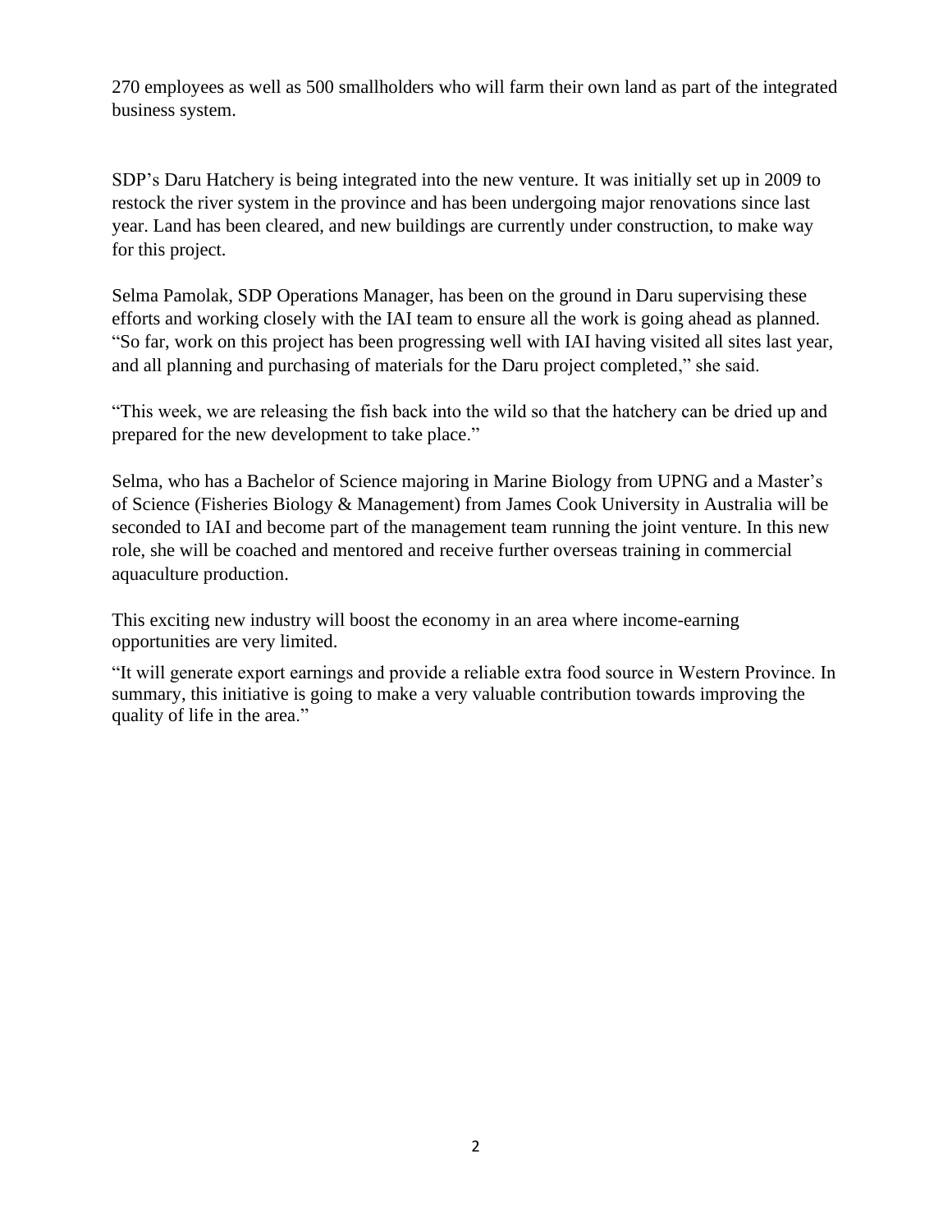270 employees as well as 500 smallholders who will farm their own land as part of the integrated business system.

SDP's Daru Hatchery is being integrated into the new venture. It was initially set up in 2009 to restock the river system in the province and has been undergoing major renovations since last year. Land has been cleared, and new buildings are currently under construction, to make way for this project.

Selma Pamolak, SDP Operations Manager, has been on the ground in Daru supervising these efforts and working closely with the IAI team to ensure all the work is going ahead as planned. "So far, work on this project has been progressing well with IAI having visited all sites last year, and all planning and purchasing of materials for the Daru project completed," she said.

"This week, we are releasing the fish back into the wild so that the hatchery can be dried up and prepared for the new development to take place."

Selma, who has a Bachelor of Science majoring in Marine Biology from UPNG and a Master's of Science (Fisheries Biology & Management) from James Cook University in Australia will be seconded to IAI and become part of the management team running the joint venture. In this new role, she will be coached and mentored and receive further overseas training in commercial aquaculture production.

This exciting new industry will boost the economy in an area where income-earning opportunities are very limited.

"It will generate export earnings and provide a reliable extra food source in Western Province. In summary, this initiative is going to make a very valuable contribution towards improving the quality of life in the area."